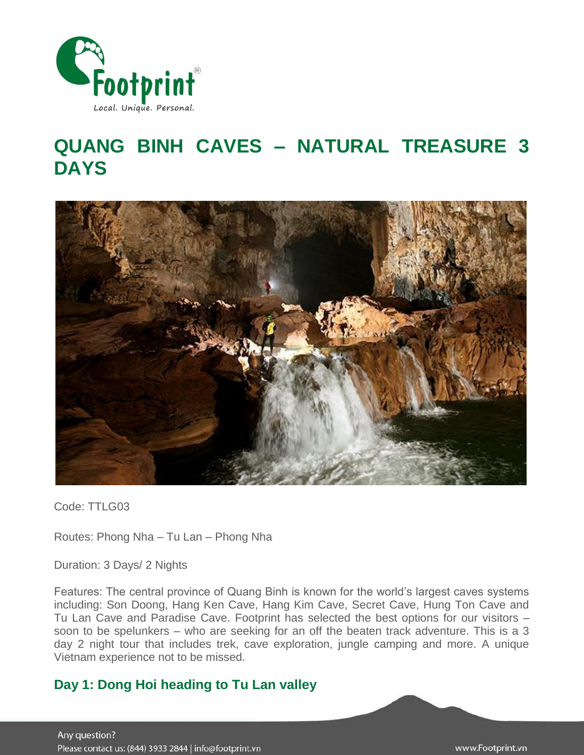# QUANG BINH CAVES – NATURAL TREASURE 3 DAYS

Code: TTLG03

Routes: Phong Nha – Tu Lan – Phong Nha

Duration: 3 Days/ 2 Nights

Features: The central province of Quang Binh is known for the world's largest caves systems including: Son Doong, Hang Ken Cave, Hang Kim Cave, Secret Cave, Hung Ton Cave and Tu Lan Cave and Paradise Cave. Footprint has selected the best options for our visitors – soon to be spelunkers – who are seeking for an off the beaten track adventure. This is a 3 day 2 night tour that includes trek, cave exploration, jungle camping and more. A unique Vietnam experience not to be missed.

## Day 1: Dong Hoi heading to Tu Lan valley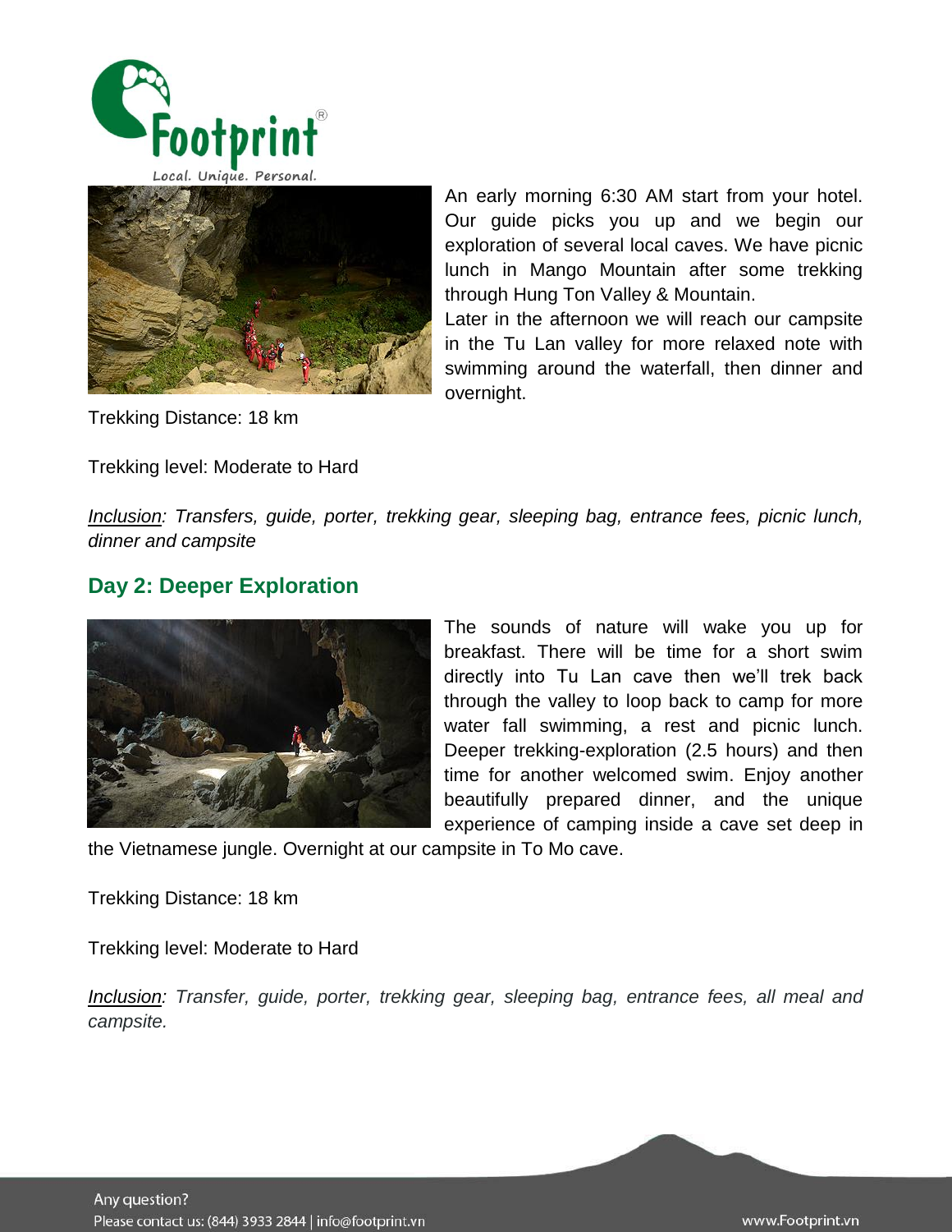An early morning 6:30 AM start from your hotel. Our guide picks you up and we begin our exploration of several local caves. We have picnic lunch in Mango Mountain after some trekking through Hung Ton Valley & Mountain.

Later in the afternoon we will reach our campsite in the Tu Lan valley for more relaxed note with swimming around the waterfall, then dinner and overnight.

Trekking Distance: 18 km

Trekking level: Moderate to Hard

*Inclusion: Transfers, guide, porter, trekking gear, sleeping bag, entrance fees, picnic lunch, dinner and campsite*

## Day 2: Deeper Exploration

The sounds of nature will wake you up for breakfast. There will be time for a short swim directly into Tu Lan cave then we'll trek back through the valley to loop back to camp for more water fall swimming, a rest and picnic lunch. Deeper trekking-exploration (2.5 hours) and then time for another welcomed swim. Enjoy another beautifully prepared dinner, and the unique experience of camping inside a cave set deep in the Vietnamese jungle. Overnight at our campsite in To Mo cave.

Trekking Distance: 18 km

Trekking level: Moderate to Hard

*Inclusion: Transfer, guide, porter, trekking gear, sleeping bag, entrance fees, all meal and campsite.*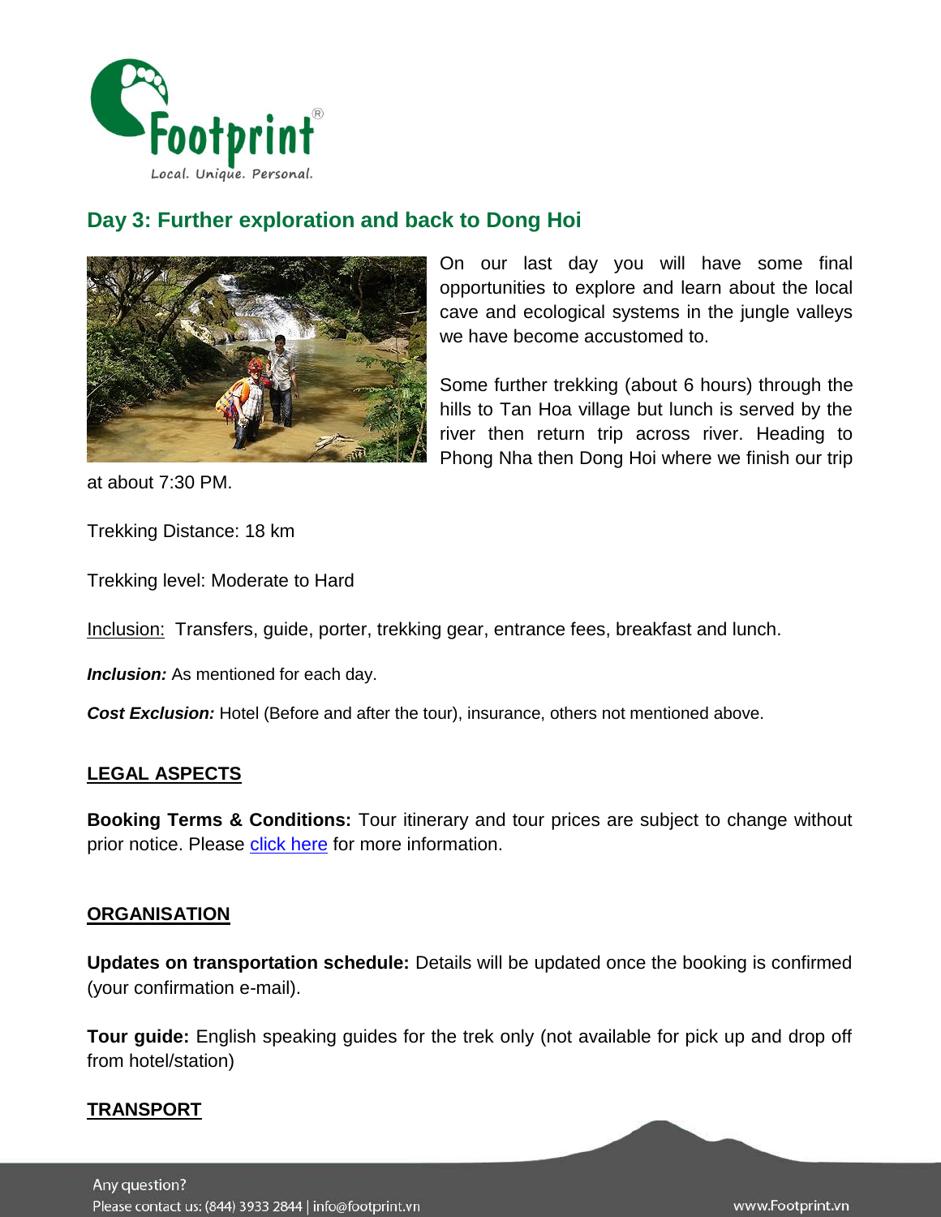## Day 3: Further exploration and back to Dong Hoi

On our last day you will have some final opportunities to explore and learn about the local cave and ecological systems in the jungle valleys we have become accustomed to.

Some further trekking (about 6 hours) through the hills to Tan Hoa village but lunch is served by the river then return trip across river. Heading to Phong Nha then Dong Hoi where we finish our trip at about 7:30 PM.

Trekking Distance: 18 km

Trekking level: Moderate to Hard

Inclusion: Transfers, guide, porter, trekking gear, entrance fees, breakfast and lunch.

***Inclusion:*** As mentioned for each day.

***Cost Exclusion:*** Hotel (Before and after the tour), insurance, others not mentioned above.

## LEGAL ASPECTS

**Booking Terms & Conditions:** Tour itinerary and tour prices are subject to change without prior notice. Please click here for more information.

## ORGANISATION

**Updates on transportation schedule:** Details will be updated once the booking is confirmed (your confirmation e-mail).

**Tour guide:** English speaking guides for the trek only (not available for pick up and drop off from hotel/station)

## TRANSPORT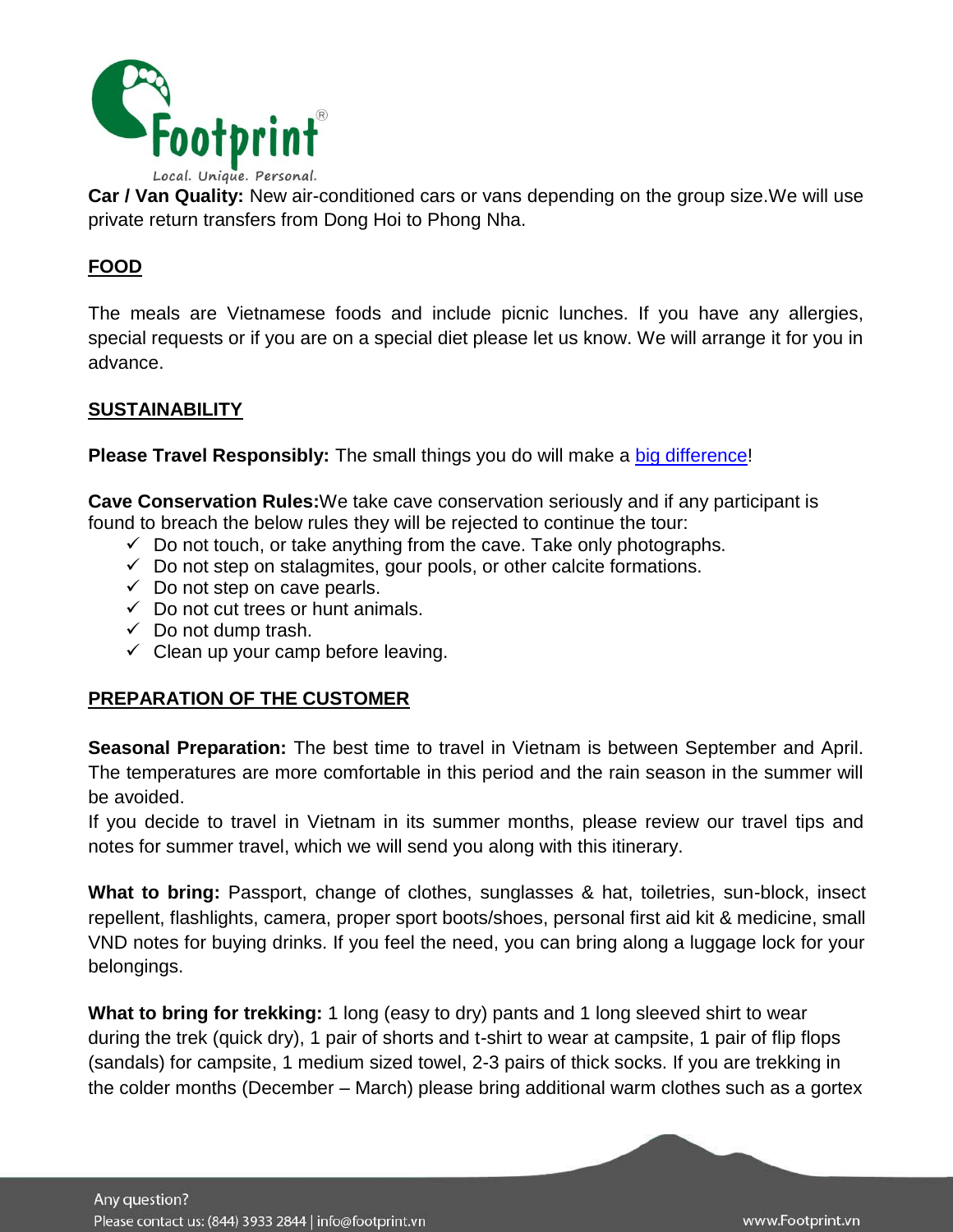**Car / Van Quality:** New air-conditioned cars or vans depending on the group size.We will use private return transfers from Dong Hoi to Phong Nha.

## FOOD

The meals are Vietnamese foods and include picnic lunches. If you have any allergies, special requests or if you are on a special diet please let us know. We will arrange it for you in advance.

## SUSTAINABILITY

**Please Travel Responsibly:** The small things you do will make a big difference!

**Cave Conservation Rules:**We take cave conservation seriously and if any participant is found to breach the below rules they will be rejected to continue the tour:

- ✓ Do not touch, or take anything from the cave. Take only photographs.
- ✓ Do not step on stalagmites, gour pools, or other calcite formations.
- ✓ Do not step on cave pearls.
- ✓ Do not cut trees or hunt animals.
- ✓ Do not dump trash.
- ✓ Clean up your camp before leaving.

## PREPARATION OF THE CUSTOMER

**Seasonal Preparation:** The best time to travel in Vietnam is between September and April. The temperatures are more comfortable in this period and the rain season in the summer will be avoided.

If you decide to travel in Vietnam in its summer months, please review our travel tips and notes for summer travel, which we will send you along with this itinerary.

**What to bring:** Passport, change of clothes, sunglasses & hat, toiletries, sun-block, insect repellent, flashlights, camera, proper sport boots/shoes, personal first aid kit & medicine, small VND notes for buying drinks. If you feel the need, you can bring along a luggage lock for your belongings.

**What to bring for trekking:** 1 long (easy to dry) pants and 1 long sleeved shirt to wear during the trek (quick dry), 1 pair of shorts and t-shirt to wear at campsite, 1 pair of flip flops (sandals) for campsite, 1 medium sized towel, 2-3 pairs of thick socks. If you are trekking in the colder months (December – March) please bring additional warm clothes such as a gortex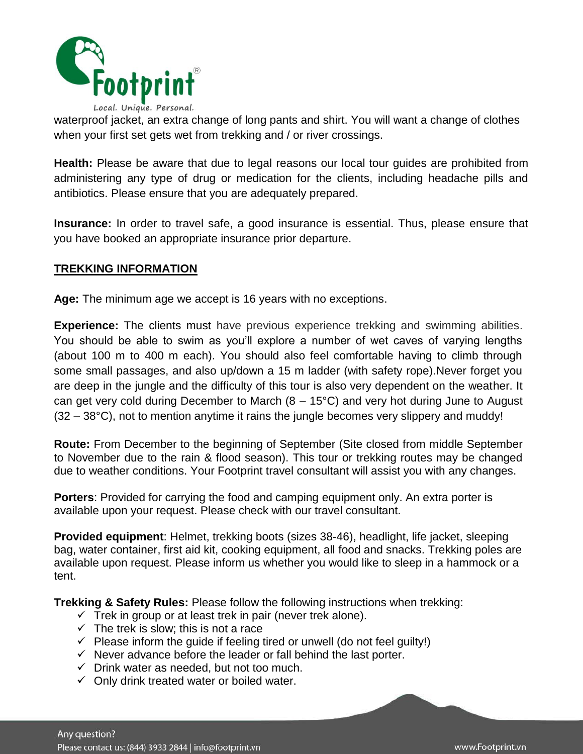waterproof jacket, an extra change of long pants and shirt. You will want a change of clothes when your first set gets wet from trekking and / or river crossings.

**Health:** Please be aware that due to legal reasons our local tour guides are prohibited from administering any type of drug or medication for the clients, including headache pills and antibiotics. Please ensure that you are adequately prepared.

**Insurance:** In order to travel safe, a good insurance is essential. Thus, please ensure that you have booked an appropriate insurance prior departure.

## TREKKING INFORMATION

**Age:** The minimum age we accept is 16 years with no exceptions.

**Experience:** The clients must have previous experience trekking and swimming abilities. You should be able to swim as you'll explore a number of wet caves of varying lengths (about 100 m to 400 m each). You should also feel comfortable having to climb through some small passages, and also up/down a 15 m ladder (with safety rope).Never forget you are deep in the jungle and the difficulty of this tour is also very dependent on the weather. It can get very cold during December to March (8 – 15°C) and very hot during June to August (32 – 38°C), not to mention anytime it rains the jungle becomes very slippery and muddy!

**Route:** From December to the beginning of September (Site closed from middle September to November due to the rain & flood season). This tour or trekking routes may be changed due to weather conditions. Your Footprint travel consultant will assist you with any changes.

**Porters**: Provided for carrying the food and camping equipment only. An extra porter is available upon your request. Please check with our travel consultant.

**Provided equipment**: Helmet, trekking boots (sizes 38-46), headlight, life jacket, sleeping bag, water container, first aid kit, cooking equipment, all food and snacks. Trekking poles are available upon request. Please inform us whether you would like to sleep in a hammock or a tent.

**Trekking & Safety Rules:** Please follow the following instructions when trekking:

- ✓ Trek in group or at least trek in pair (never trek alone).
- ✓ The trek is slow; this is not a race
- ✓ Please inform the guide if feeling tired or unwell (do not feel guilty!)
- ✓ Never advance before the leader or fall behind the last porter.
- ✓ Drink water as needed, but not too much.
- ✓ Only drink treated water or boiled water.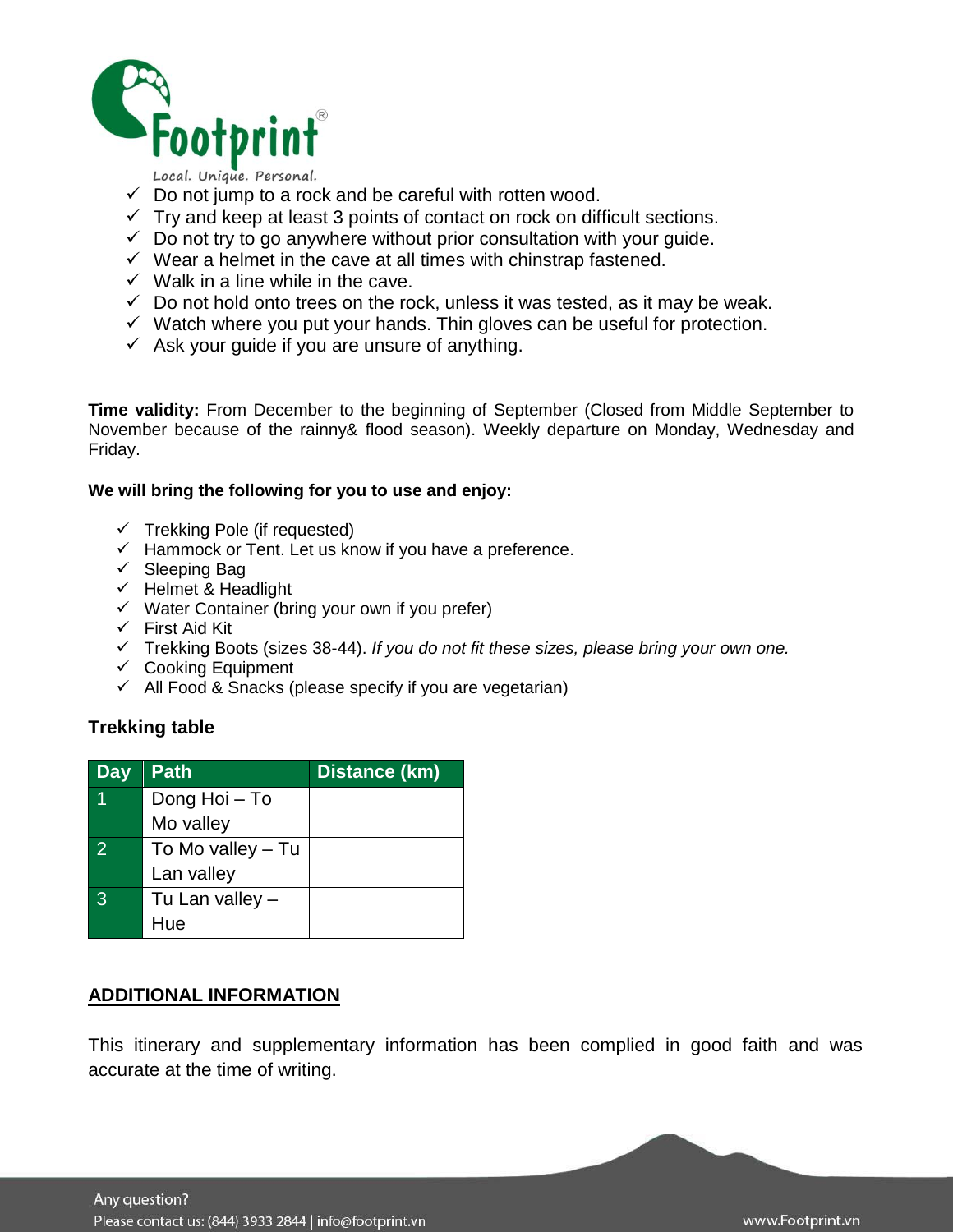- ✓ Do not jump to a rock and be careful with rotten wood.
- ✓ Try and keep at least 3 points of contact on rock on difficult sections.
- ✓ Do not try to go anywhere without prior consultation with your guide.
- ✓ Wear a helmet in the cave at all times with chinstrap fastened.
- ✓ Walk in a line while in the cave.
- ✓ Do not hold onto trees on the rock, unless it was tested, as it may be weak.
- ✓ Watch where you put your hands. Thin gloves can be useful for protection.
- ✓ Ask your guide if you are unsure of anything.

**Time validity:** From December to the beginning of September (Closed from Middle September to November because of the rainny& flood season). Weekly departure on Monday, Wednesday and Friday.

**We will bring the following for you to use and enjoy:**

- ✓ Trekking Pole (if requested)
- ✓ Hammock or Tent. Let us know if you have a preference.
- ✓ Sleeping Bag
- ✓ Helmet & Headlight
- ✓ Water Container (bring your own if you prefer)
- ✓ First Aid Kit
- ✓ Trekking Boots (sizes 38-44). *If you do not fit these sizes, please bring your own one.*
- ✓ Cooking Equipment
- ✓ All Food & Snacks (please specify if you are vegetarian)

**Trekking table**

| Day | Path | Distance (km) |
|---|---|---|
| 1 | Dong Hoi – To Mo valley | |
| 2 | To Mo valley – Tu Lan valley | |
| 3 | Tu Lan valley – Hue | |

## ADDITIONAL INFORMATION

This itinerary and supplementary information has been complied in good faith and was accurate at the time of writing.